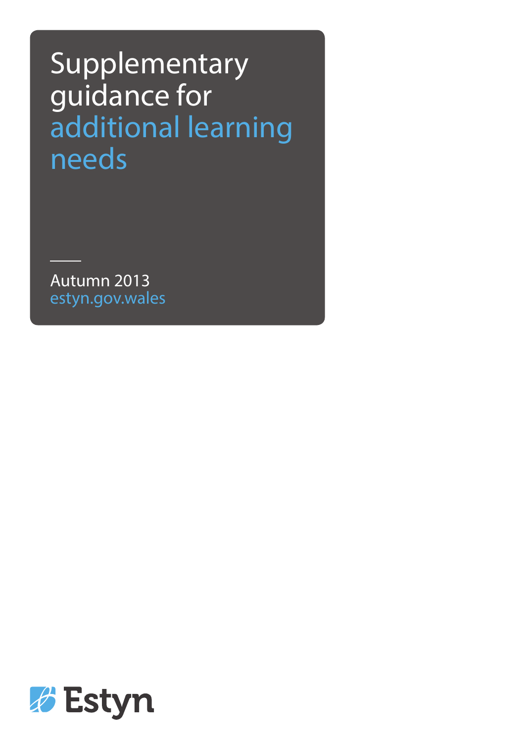# Supplementary guidance for additional learning needs

Autumn 2013

estyn.gov.wales

Estyn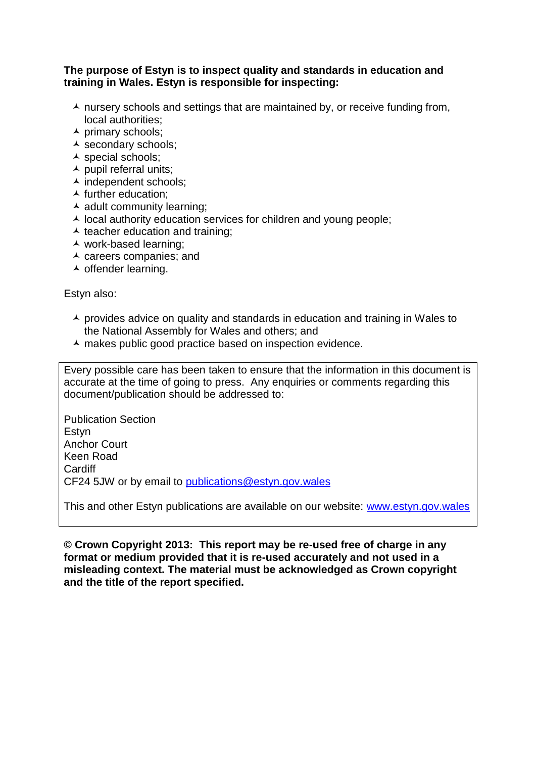**The purpose of Estyn is to inspect quality and standards in education and training in Wales. Estyn is responsible for inspecting:**

- nursery schools and settings that are maintained by, or receive funding from, local authorities;
- primary schools;
- secondary schools;
- special schools;
- pupil referral units;
- independent schools;
- further education;
- adult community learning;
- local authority education services for children and young people;
- teacher education and training;
- work-based learning;
- careers companies; and
- offender learning.

Estyn also:

- provides advice on quality and standards in education and training in Wales to the National Assembly for Wales and others; and
- makes public good practice based on inspection evidence.

Every possible care has been taken to ensure that the information in this document is accurate at the time of going to press. Any enquiries or comments regarding this document/publication should be addressed to:

Publication Section
Estyn
Anchor Court
Keen Road
Cardiff
CF24 5JW or by email to publications@estyn.gov.wales

This and other Estyn publications are available on our website: www.estyn.gov.wales

**© Crown Copyright 2013: This report may be re-used free of charge in any format or medium provided that it is re-used accurately and not used in a misleading context. The material must be acknowledged as Crown copyright and the title of the report specified.**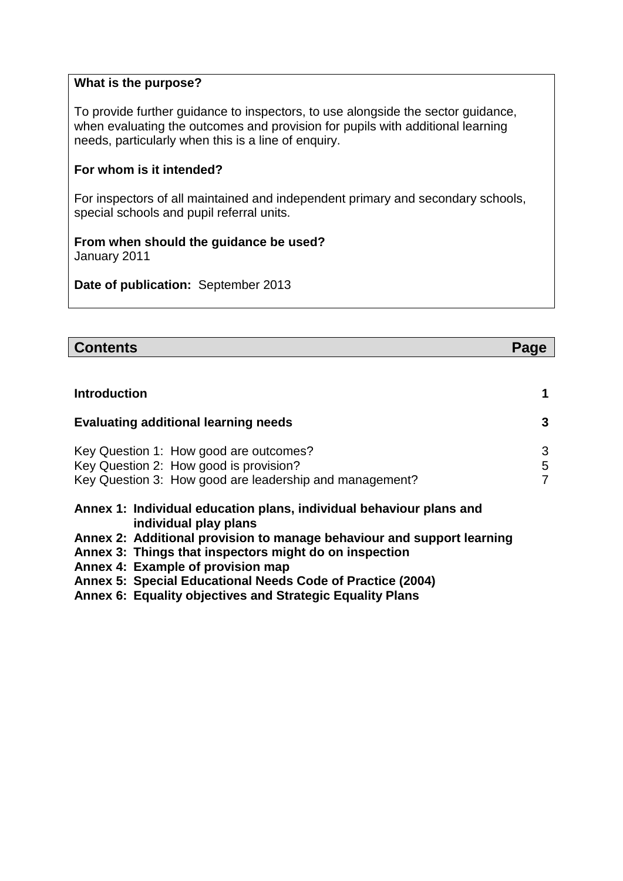**What is the purpose?**

To provide further guidance to inspectors, to use alongside the sector guidance, when evaluating the outcomes and provision for pupils with additional learning needs, particularly when this is a line of enquiry.

**For whom is it intended?**

For inspectors of all maintained and independent primary and secondary schools, special schools and pupil referral units.

**From when should the guidance be used?**
January 2011

**Date of publication:** September 2013

## Contents

| Contents | Page |
| --- | --- |
| **Introduction** | **1** |
| **Evaluating additional learning needs** | **3** |
| Key Question 1: How good are outcomes? | 3 |
| Key Question 2: How good is provision? | 5 |
| Key Question 3: How good are leadership and management? | 7 |
| **Annex 1: Individual education plans, individual behaviour plans and individual play plans** | |
| **Annex 2: Additional provision to manage behaviour and support learning** | |
| **Annex 3: Things that inspectors might do on inspection** | |
| **Annex 4: Example of provision map** | |
| **Annex 5: Special Educational Needs Code of Practice (2004)** | |
| **Annex 6: Equality objectives and Strategic Equality Plans** | |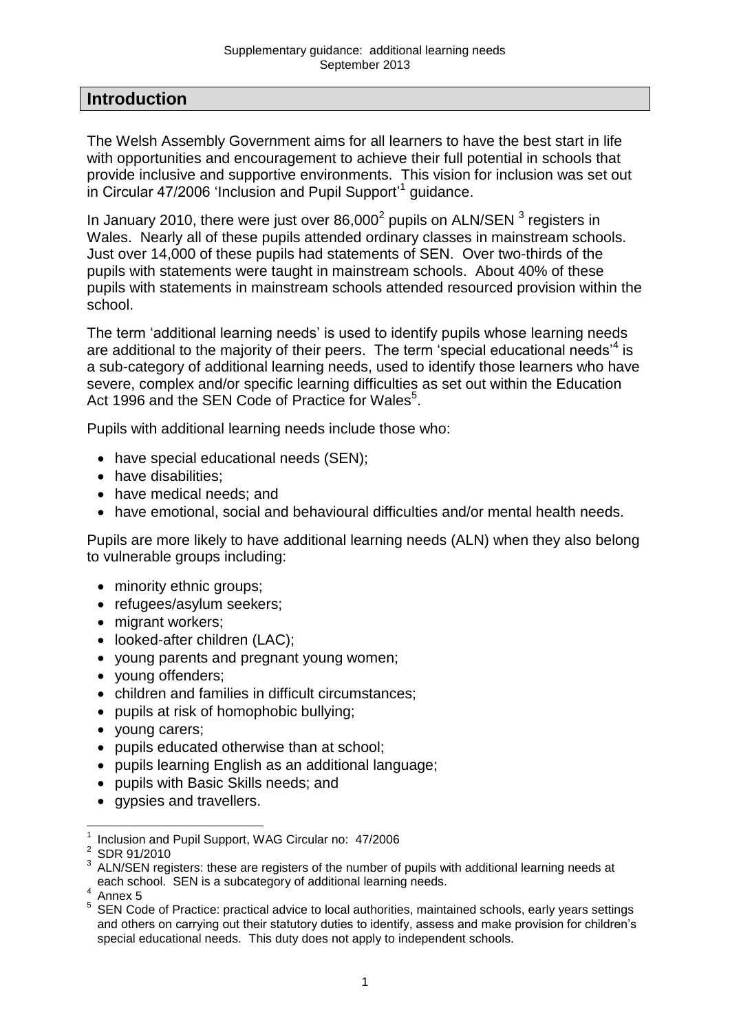## Introduction

The Welsh Assembly Government aims for all learners to have the best start in life with opportunities and encouragement to achieve their full potential in schools that provide inclusive and supportive environments. This vision for inclusion was set out in Circular 47/2006 'Inclusion and Pupil Support'[1] guidance.

In January 2010, there were just over 86,000[2] pupils on ALN/SEN [3] registers in Wales. Nearly all of these pupils attended ordinary classes in mainstream schools. Just over 14,000 of these pupils had statements of SEN. Over two-thirds of the pupils with statements were taught in mainstream schools. About 40% of these pupils with statements in mainstream schools attended resourced provision within the school.

The term 'additional learning needs' is used to identify pupils whose learning needs are additional to the majority of their peers. The term 'special educational needs'[4] is a sub-category of additional learning needs, used to identify those learners who have severe, complex and/or specific learning difficulties as set out within the Education Act 1996 and the SEN Code of Practice for Wales[5].

Pupils with additional learning needs include those who:

- have special educational needs (SEN);
- have disabilities;
- have medical needs; and
- have emotional, social and behavioural difficulties and/or mental health needs.

Pupils are more likely to have additional learning needs (ALN) when they also belong to vulnerable groups including:

- minority ethnic groups;
- refugees/asylum seekers;
- migrant workers;
- looked-after children (LAC);
- young parents and pregnant young women;
- young offenders;
- children and families in difficult circumstances;
- pupils at risk of homophobic bullying;
- young carers;
- pupils educated otherwise than at school;
- pupils learning English as an additional language;
- pupils with Basic Skills needs; and
- gypsies and travellers.

---

[1] Inclusion and Pupil Support, WAG Circular no: 47/2006

[2] SDR 91/2010

[3] ALN/SEN registers: these are registers of the number of pupils with additional learning needs at each school. SEN is a subcategory of additional learning needs.

[4] Annex 5

[5] SEN Code of Practice: practical advice to local authorities, maintained schools, early years settings and others on carrying out their statutory duties to identify, assess and make provision for children's special educational needs. This duty does not apply to independent schools.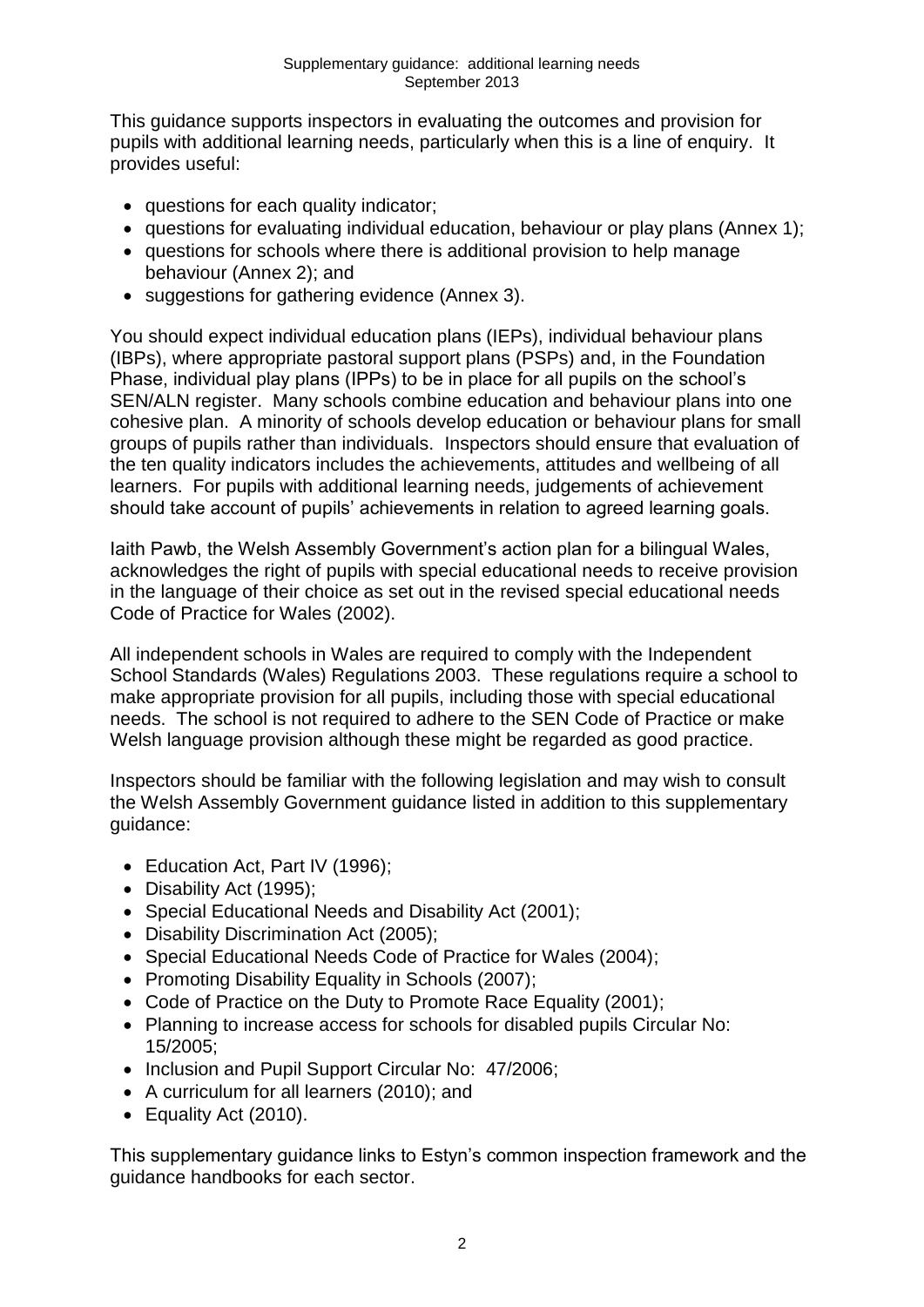This guidance supports inspectors in evaluating the outcomes and provision for pupils with additional learning needs, particularly when this is a line of enquiry. It provides useful:

- questions for each quality indicator;
- questions for evaluating individual education, behaviour or play plans (Annex 1);
- questions for schools where there is additional provision to help manage behaviour (Annex 2); and
- suggestions for gathering evidence (Annex 3).

You should expect individual education plans (IEPs), individual behaviour plans (IBPs), where appropriate pastoral support plans (PSPs) and, in the Foundation Phase, individual play plans (IPPs) to be in place for all pupils on the school's SEN/ALN register. Many schools combine education and behaviour plans into one cohesive plan. A minority of schools develop education or behaviour plans for small groups of pupils rather than individuals. Inspectors should ensure that evaluation of the ten quality indicators includes the achievements, attitudes and wellbeing of all learners. For pupils with additional learning needs, judgements of achievement should take account of pupils' achievements in relation to agreed learning goals.

Iaith Pawb, the Welsh Assembly Government's action plan for a bilingual Wales, acknowledges the right of pupils with special educational needs to receive provision in the language of their choice as set out in the revised special educational needs Code of Practice for Wales (2002).

All independent schools in Wales are required to comply with the Independent School Standards (Wales) Regulations 2003. These regulations require a school to make appropriate provision for all pupils, including those with special educational needs. The school is not required to adhere to the SEN Code of Practice or make Welsh language provision although these might be regarded as good practice.

Inspectors should be familiar with the following legislation and may wish to consult the Welsh Assembly Government guidance listed in addition to this supplementary guidance:

- Education Act, Part IV (1996);
- Disability Act (1995);
- Special Educational Needs and Disability Act (2001);
- Disability Discrimination Act (2005);
- Special Educational Needs Code of Practice for Wales (2004);
- Promoting Disability Equality in Schools (2007);
- Code of Practice on the Duty to Promote Race Equality (2001);
- Planning to increase access for schools for disabled pupils Circular No: 15/2005;
- Inclusion and Pupil Support Circular No: 47/2006;
- A curriculum for all learners (2010); and
- Equality Act (2010).

This supplementary guidance links to Estyn's common inspection framework and the guidance handbooks for each sector.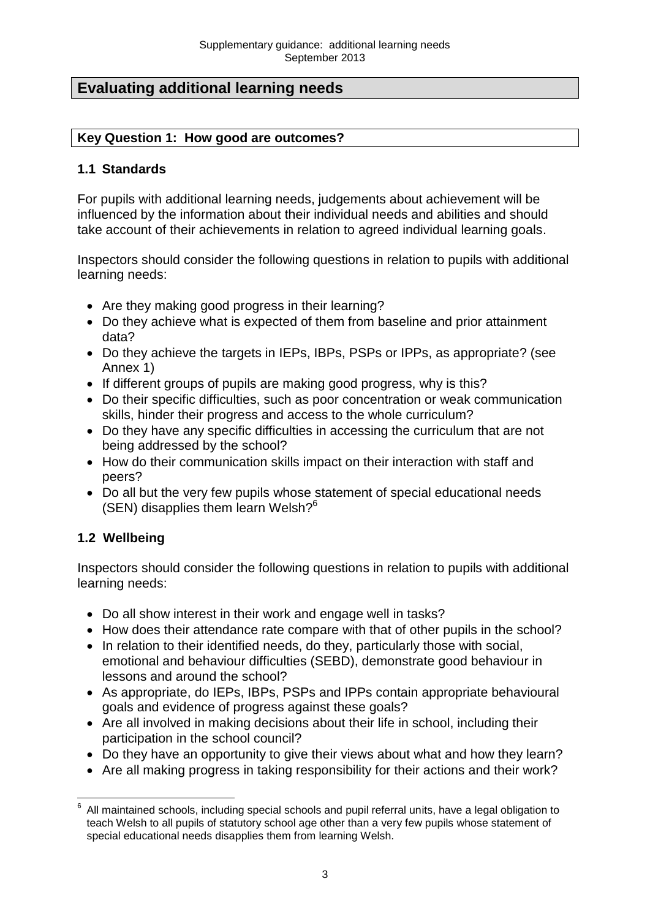# Evaluating additional learning needs

## Key Question 1: How good are outcomes?

### 1.1 Standards

For pupils with additional learning needs, judgements about achievement will be influenced by the information about their individual needs and abilities and should take account of their achievements in relation to agreed individual learning goals.

Inspectors should consider the following questions in relation to pupils with additional learning needs:

- Are they making good progress in their learning?
- Do they achieve what is expected of them from baseline and prior attainment data?
- Do they achieve the targets in IEPs, IBPs, PSPs or IPPs, as appropriate? (see Annex 1)
- If different groups of pupils are making good progress, why is this?
- Do their specific difficulties, such as poor concentration or weak communication skills, hinder their progress and access to the whole curriculum?
- Do they have any specific difficulties in accessing the curriculum that are not being addressed by the school?
- How do their communication skills impact on their interaction with staff and peers?
- Do all but the very few pupils whose statement of special educational needs (SEN) disapplies them learn Welsh?[6]

### 1.2 Wellbeing

Inspectors should consider the following questions in relation to pupils with additional learning needs:

- Do all show interest in their work and engage well in tasks?
- How does their attendance rate compare with that of other pupils in the school?
- In relation to their identified needs, do they, particularly those with social, emotional and behaviour difficulties (SEBD), demonstrate good behaviour in lessons and around the school?
- As appropriate, do IEPs, IBPs, PSPs and IPPs contain appropriate behavioural goals and evidence of progress against these goals?
- Are all involved in making decisions about their life in school, including their participation in the school council?
- Do they have an opportunity to give their views about what and how they learn?
- Are all making progress in taking responsibility for their actions and their work?

---

[6] All maintained schools, including special schools and pupil referral units, have a legal obligation to teach Welsh to all pupils of statutory school age other than a very few pupils whose statement of special educational needs disapplies them from learning Welsh.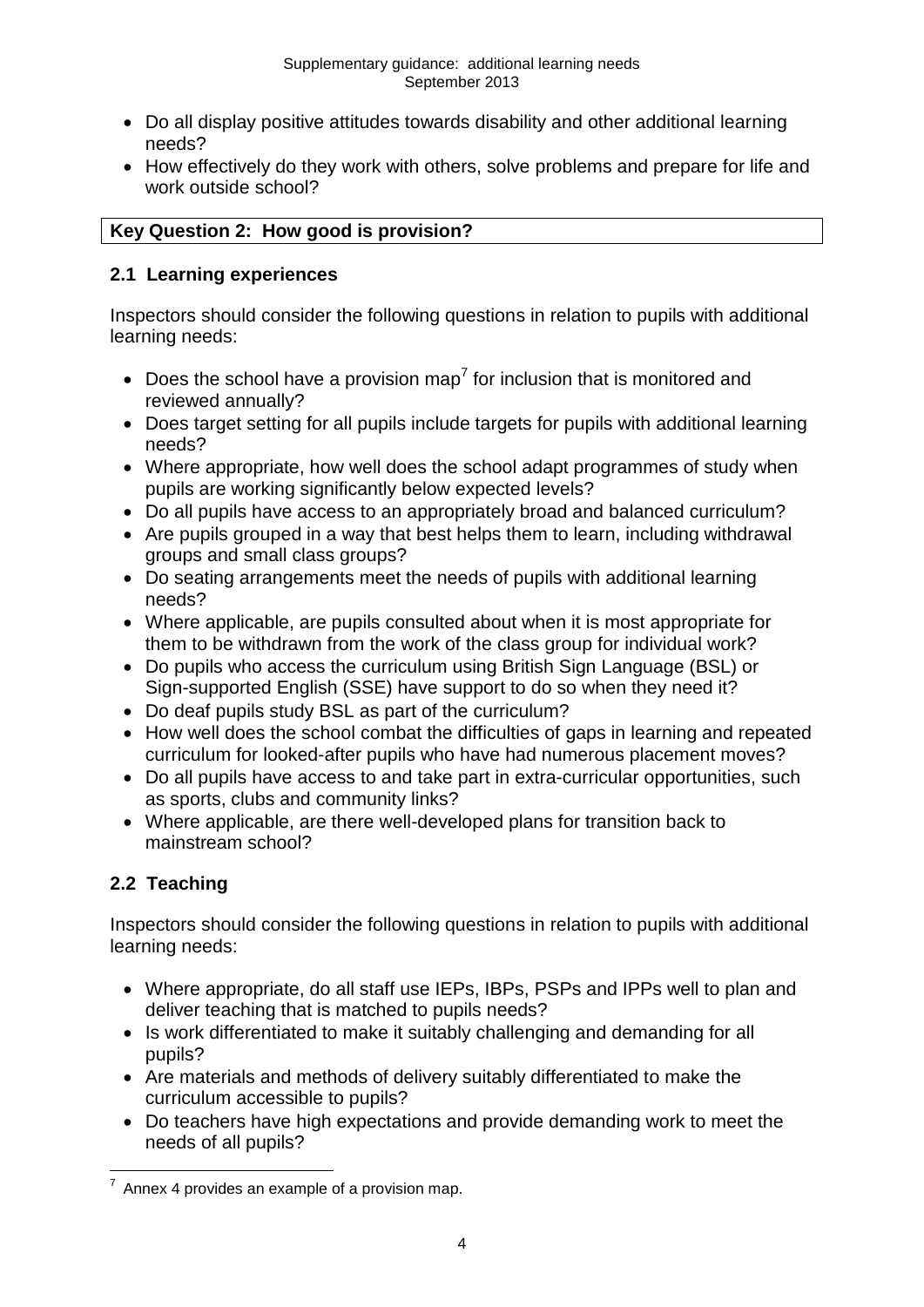- Do all display positive attitudes towards disability and other additional learning needs?
- How effectively do they work with others, solve problems and prepare for life and work outside school?

## Key Question 2: How good is provision?

### 2.1 Learning experiences

Inspectors should consider the following questions in relation to pupils with additional learning needs:

- Does the school have a provision map[7] for inclusion that is monitored and reviewed annually?
- Does target setting for all pupils include targets for pupils with additional learning needs?
- Where appropriate, how well does the school adapt programmes of study when pupils are working significantly below expected levels?
- Do all pupils have access to an appropriately broad and balanced curriculum?
- Are pupils grouped in a way that best helps them to learn, including withdrawal groups and small class groups?
- Do seating arrangements meet the needs of pupils with additional learning needs?
- Where applicable, are pupils consulted about when it is most appropriate for them to be withdrawn from the work of the class group for individual work?
- Do pupils who access the curriculum using British Sign Language (BSL) or Sign-supported English (SSE) have support to do so when they need it?
- Do deaf pupils study BSL as part of the curriculum?
- How well does the school combat the difficulties of gaps in learning and repeated curriculum for looked-after pupils who have had numerous placement moves?
- Do all pupils have access to and take part in extra-curricular opportunities, such as sports, clubs and community links?
- Where applicable, are there well-developed plans for transition back to mainstream school?

### 2.2 Teaching

Inspectors should consider the following questions in relation to pupils with additional learning needs:

- Where appropriate, do all staff use IEPs, IBPs, PSPs and IPPs well to plan and deliver teaching that is matched to pupils needs?
- Is work differentiated to make it suitably challenging and demanding for all pupils?
- Are materials and methods of delivery suitably differentiated to make the curriculum accessible to pupils?
- Do teachers have high expectations and provide demanding work to meet the needs of all pupils?

---

[7] Annex 4 provides an example of a provision map.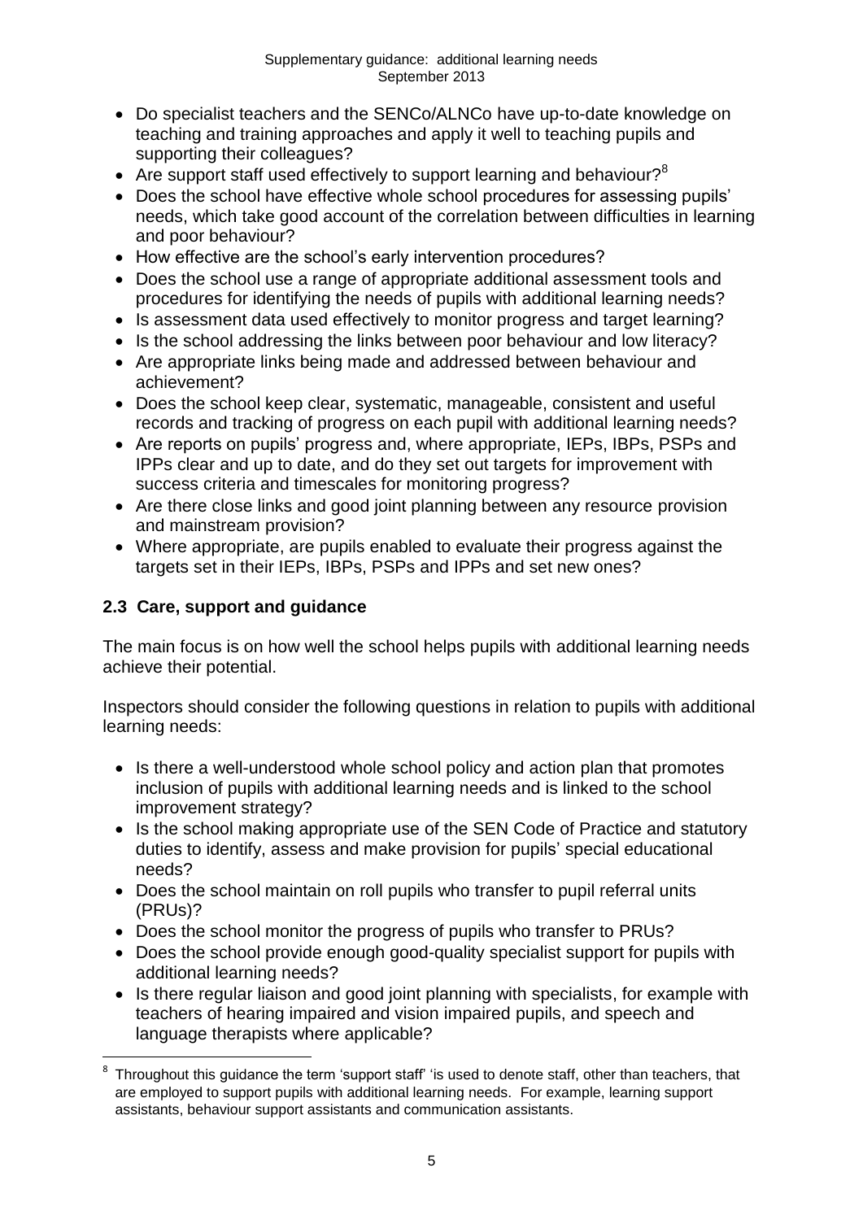- Do specialist teachers and the SENCo/ALNCo have up-to-date knowledge on teaching and training approaches and apply it well to teaching pupils and supporting their colleagues?
- Are support staff used effectively to support learning and behaviour?[8]
- Does the school have effective whole school procedures for assessing pupils' needs, which take good account of the correlation between difficulties in learning and poor behaviour?
- How effective are the school's early intervention procedures?
- Does the school use a range of appropriate additional assessment tools and procedures for identifying the needs of pupils with additional learning needs?
- Is assessment data used effectively to monitor progress and target learning?
- Is the school addressing the links between poor behaviour and low literacy?
- Are appropriate links being made and addressed between behaviour and achievement?
- Does the school keep clear, systematic, manageable, consistent and useful records and tracking of progress on each pupil with additional learning needs?
- Are reports on pupils' progress and, where appropriate, IEPs, IBPs, PSPs and IPPs clear and up to date, and do they set out targets for improvement with success criteria and timescales for monitoring progress?
- Are there close links and good joint planning between any resource provision and mainstream provision?
- Where appropriate, are pupils enabled to evaluate their progress against the targets set in their IEPs, IBPs, PSPs and IPPs and set new ones?

## 2.3 Care, support and guidance

The main focus is on how well the school helps pupils with additional learning needs achieve their potential.

Inspectors should consider the following questions in relation to pupils with additional learning needs:

- Is there a well-understood whole school policy and action plan that promotes inclusion of pupils with additional learning needs and is linked to the school improvement strategy?
- Is the school making appropriate use of the SEN Code of Practice and statutory duties to identify, assess and make provision for pupils' special educational needs?
- Does the school maintain on roll pupils who transfer to pupil referral units (PRUs)?
- Does the school monitor the progress of pupils who transfer to PRUs?
- Does the school provide enough good-quality specialist support for pupils with additional learning needs?
- Is there regular liaison and good joint planning with specialists, for example with teachers of hearing impaired and vision impaired pupils, and speech and language therapists where applicable?

---

[8] Throughout this guidance the term 'support staff' 'is used to denote staff, other than teachers, that are employed to support pupils with additional learning needs. For example, learning support assistants, behaviour support assistants and communication assistants.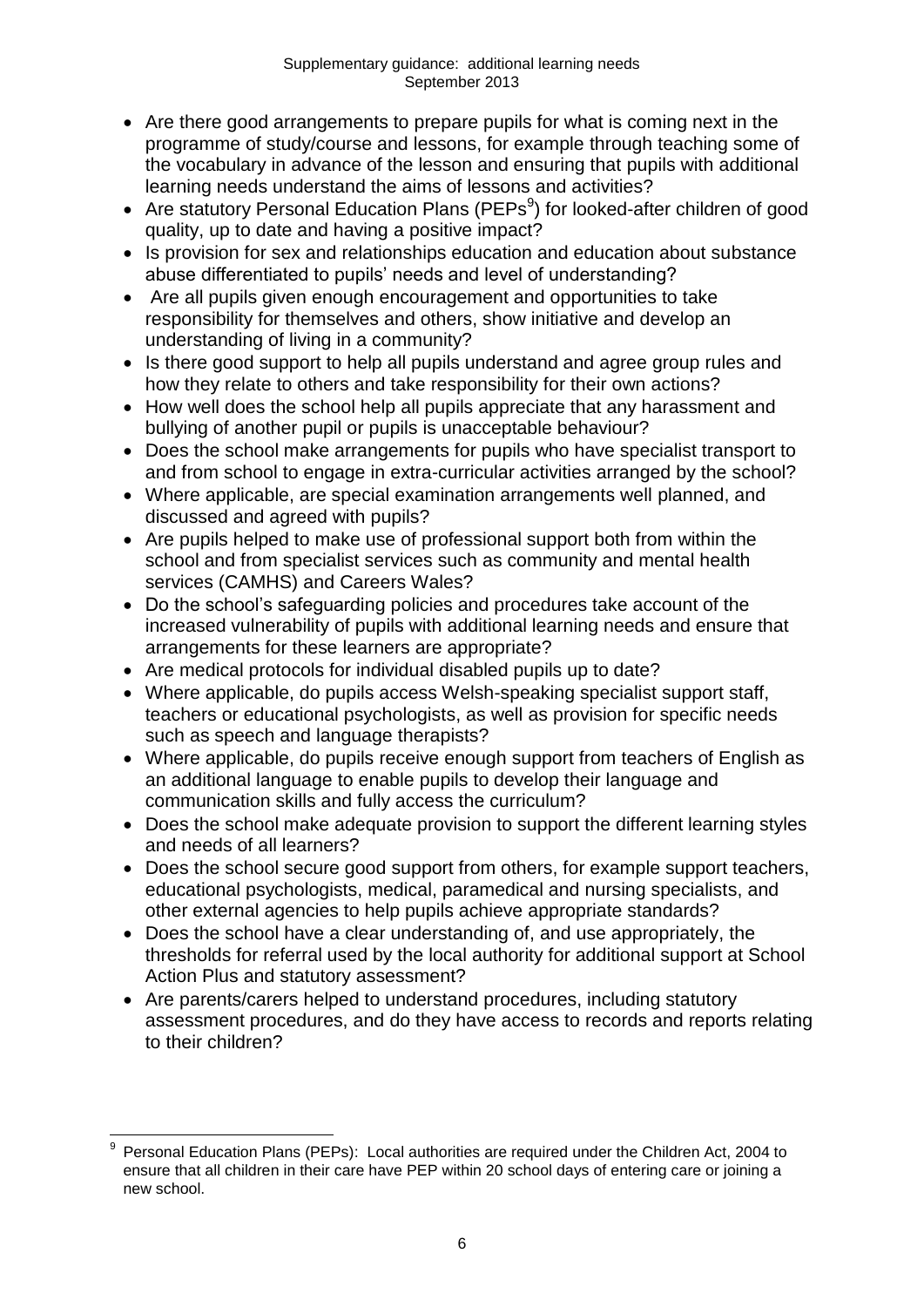- Are there good arrangements to prepare pupils for what is coming next in the programme of study/course and lessons, for example through teaching some of the vocabulary in advance of the lesson and ensuring that pupils with additional learning needs understand the aims of lessons and activities?
- Are statutory Personal Education Plans (PEPs[9]) for looked-after children of good quality, up to date and having a positive impact?
- Is provision for sex and relationships education and education about substance abuse differentiated to pupils' needs and level of understanding?
- Are all pupils given enough encouragement and opportunities to take responsibility for themselves and others, show initiative and develop an understanding of living in a community?
- Is there good support to help all pupils understand and agree group rules and how they relate to others and take responsibility for their own actions?
- How well does the school help all pupils appreciate that any harassment and bullying of another pupil or pupils is unacceptable behaviour?
- Does the school make arrangements for pupils who have specialist transport to and from school to engage in extra-curricular activities arranged by the school?
- Where applicable, are special examination arrangements well planned, and discussed and agreed with pupils?
- Are pupils helped to make use of professional support both from within the school and from specialist services such as community and mental health services (CAMHS) and Careers Wales?
- Do the school's safeguarding policies and procedures take account of the increased vulnerability of pupils with additional learning needs and ensure that arrangements for these learners are appropriate?
- Are medical protocols for individual disabled pupils up to date?
- Where applicable, do pupils access Welsh-speaking specialist support staff, teachers or educational psychologists, as well as provision for specific needs such as speech and language therapists?
- Where applicable, do pupils receive enough support from teachers of English as an additional language to enable pupils to develop their language and communication skills and fully access the curriculum?
- Does the school make adequate provision to support the different learning styles and needs of all learners?
- Does the school secure good support from others, for example support teachers, educational psychologists, medical, paramedical and nursing specialists, and other external agencies to help pupils achieve appropriate standards?
- Does the school have a clear understanding of, and use appropriately, the thresholds for referral used by the local authority for additional support at School Action Plus and statutory assessment?
- Are parents/carers helped to understand procedures, including statutory assessment procedures, and do they have access to records and reports relating to their children?

---

[9] Personal Education Plans (PEPs): Local authorities are required under the Children Act, 2004 to ensure that all children in their care have PEP within 20 school days of entering care or joining a new school.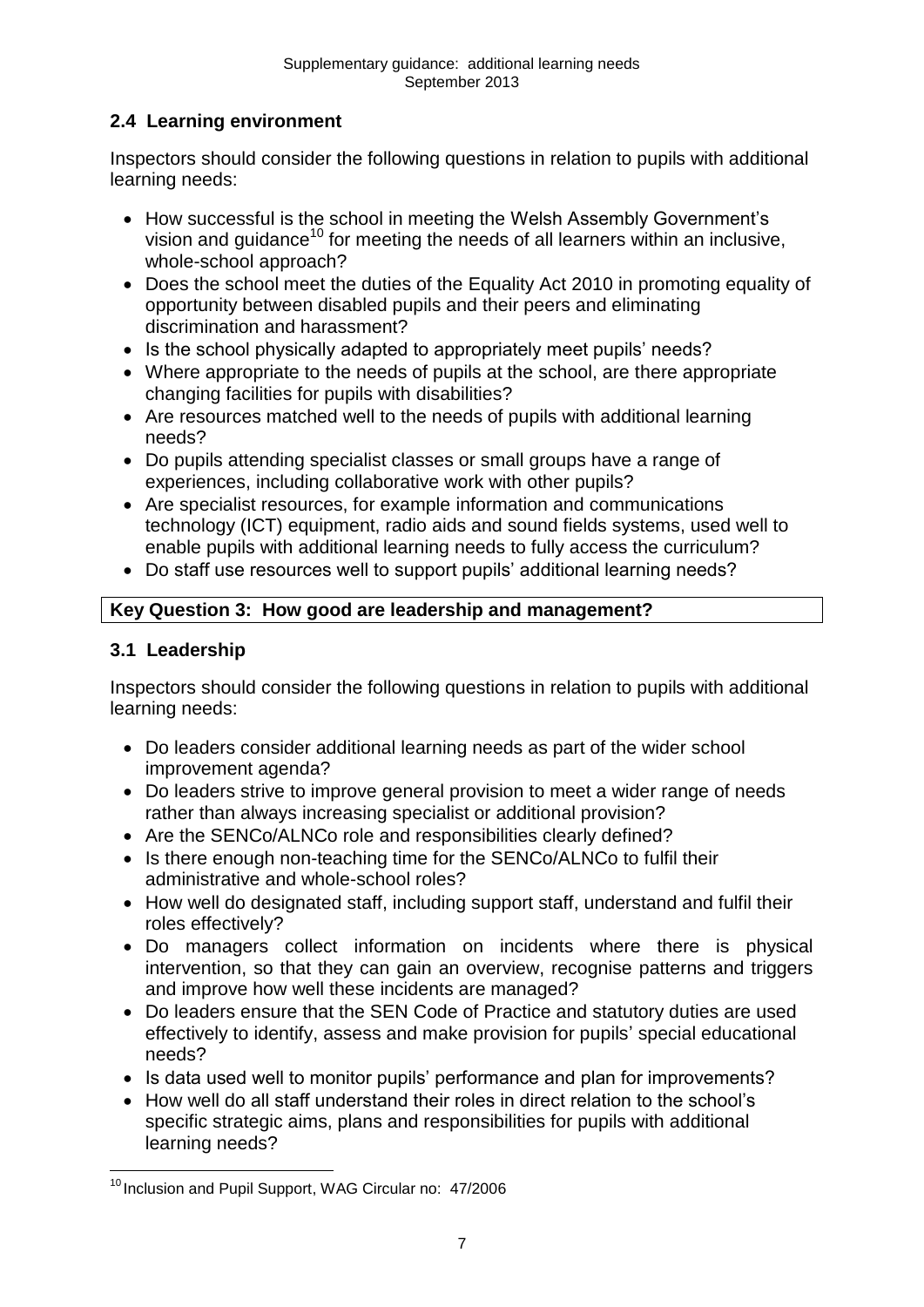### 2.4 Learning environment

Inspectors should consider the following questions in relation to pupils with additional learning needs:

- How successful is the school in meeting the Welsh Assembly Government's vision and guidance[10] for meeting the needs of all learners within an inclusive, whole-school approach?
- Does the school meet the duties of the Equality Act 2010 in promoting equality of opportunity between disabled pupils and their peers and eliminating discrimination and harassment?
- Is the school physically adapted to appropriately meet pupils' needs?
- Where appropriate to the needs of pupils at the school, are there appropriate changing facilities for pupils with disabilities?
- Are resources matched well to the needs of pupils with additional learning needs?
- Do pupils attending specialist classes or small groups have a range of experiences, including collaborative work with other pupils?
- Are specialist resources, for example information and communications technology (ICT) equipment, radio aids and sound fields systems, used well to enable pupils with additional learning needs to fully access the curriculum?
- Do staff use resources well to support pupils' additional learning needs?

## Key Question 3: How good are leadership and management?

### 3.1 Leadership

Inspectors should consider the following questions in relation to pupils with additional learning needs:

- Do leaders consider additional learning needs as part of the wider school improvement agenda?
- Do leaders strive to improve general provision to meet a wider range of needs rather than always increasing specialist or additional provision?
- Are the SENCo/ALNCo role and responsibilities clearly defined?
- Is there enough non-teaching time for the SENCo/ALNCo to fulfil their administrative and whole-school roles?
- How well do designated staff, including support staff, understand and fulfil their roles effectively?
- Do managers collect information on incidents where there is physical intervention, so that they can gain an overview, recognise patterns and triggers and improve how well these incidents are managed?
- Do leaders ensure that the SEN Code of Practice and statutory duties are used effectively to identify, assess and make provision for pupils' special educational needs?
- Is data used well to monitor pupils' performance and plan for improvements?
- How well do all staff understand their roles in direct relation to the school's specific strategic aims, plans and responsibilities for pupils with additional learning needs?

---

[10] Inclusion and Pupil Support, WAG Circular no: 47/2006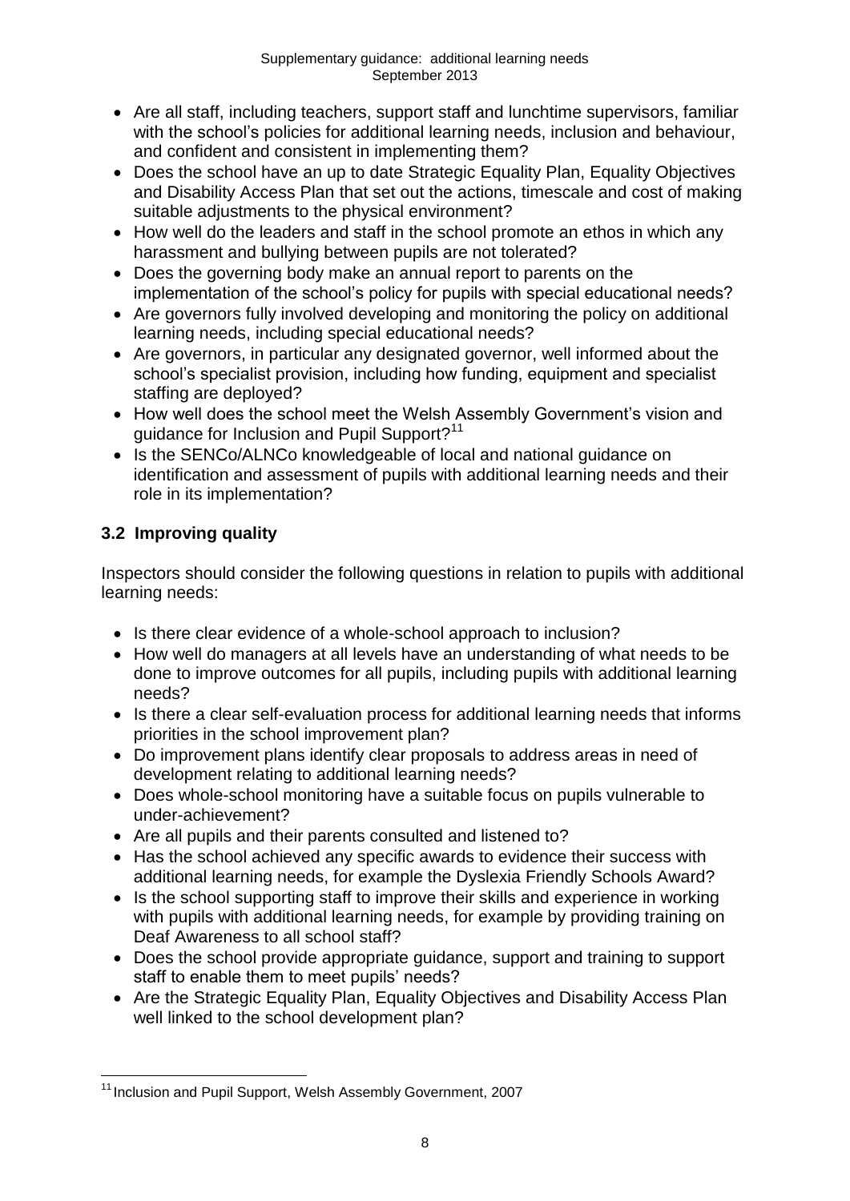- Are all staff, including teachers, support staff and lunchtime supervisors, familiar with the school's policies for additional learning needs, inclusion and behaviour, and confident and consistent in implementing them?
- Does the school have an up to date Strategic Equality Plan, Equality Objectives and Disability Access Plan that set out the actions, timescale and cost of making suitable adjustments to the physical environment?
- How well do the leaders and staff in the school promote an ethos in which any harassment and bullying between pupils are not tolerated?
- Does the governing body make an annual report to parents on the implementation of the school's policy for pupils with special educational needs?
- Are governors fully involved developing and monitoring the policy on additional learning needs, including special educational needs?
- Are governors, in particular any designated governor, well informed about the school's specialist provision, including how funding, equipment and specialist staffing are deployed?
- How well does the school meet the Welsh Assembly Government's vision and guidance for Inclusion and Pupil Support?[11]
- Is the SENCo/ALNCo knowledgeable of local and national guidance on identification and assessment of pupils with additional learning needs and their role in its implementation?

### 3.2 Improving quality

Inspectors should consider the following questions in relation to pupils with additional learning needs:

- Is there clear evidence of a whole-school approach to inclusion?
- How well do managers at all levels have an understanding of what needs to be done to improve outcomes for all pupils, including pupils with additional learning needs?
- Is there a clear self-evaluation process for additional learning needs that informs priorities in the school improvement plan?
- Do improvement plans identify clear proposals to address areas in need of development relating to additional learning needs?
- Does whole-school monitoring have a suitable focus on pupils vulnerable to under-achievement?
- Are all pupils and their parents consulted and listened to?
- Has the school achieved any specific awards to evidence their success with additional learning needs, for example the Dyslexia Friendly Schools Award?
- Is the school supporting staff to improve their skills and experience in working with pupils with additional learning needs, for example by providing training on Deaf Awareness to all school staff?
- Does the school provide appropriate guidance, support and training to support staff to enable them to meet pupils' needs?
- Are the Strategic Equality Plan, Equality Objectives and Disability Access Plan well linked to the school development plan?

[11] Inclusion and Pupil Support, Welsh Assembly Government, 2007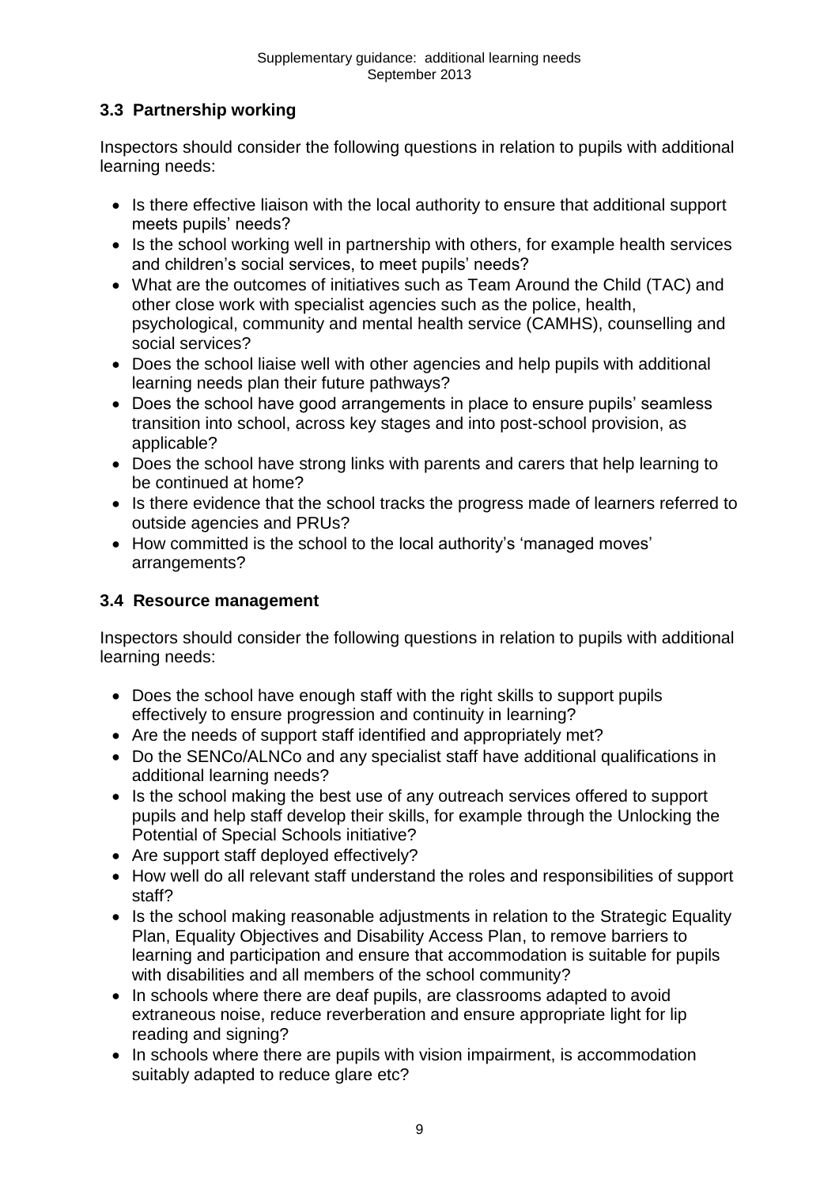## 3.3 Partnership working

Inspectors should consider the following questions in relation to pupils with additional learning needs:

- Is there effective liaison with the local authority to ensure that additional support meets pupils' needs?
- Is the school working well in partnership with others, for example health services and children's social services, to meet pupils' needs?
- What are the outcomes of initiatives such as Team Around the Child (TAC) and other close work with specialist agencies such as the police, health, psychological, community and mental health service (CAMHS), counselling and social services?
- Does the school liaise well with other agencies and help pupils with additional learning needs plan their future pathways?
- Does the school have good arrangements in place to ensure pupils' seamless transition into school, across key stages and into post-school provision, as applicable?
- Does the school have strong links with parents and carers that help learning to be continued at home?
- Is there evidence that the school tracks the progress made of learners referred to outside agencies and PRUs?
- How committed is the school to the local authority's 'managed moves' arrangements?

## 3.4 Resource management

Inspectors should consider the following questions in relation to pupils with additional learning needs:

- Does the school have enough staff with the right skills to support pupils effectively to ensure progression and continuity in learning?
- Are the needs of support staff identified and appropriately met?
- Do the SENCo/ALNCo and any specialist staff have additional qualifications in additional learning needs?
- Is the school making the best use of any outreach services offered to support pupils and help staff develop their skills, for example through the Unlocking the Potential of Special Schools initiative?
- Are support staff deployed effectively?
- How well do all relevant staff understand the roles and responsibilities of support staff?
- Is the school making reasonable adjustments in relation to the Strategic Equality Plan, Equality Objectives and Disability Access Plan, to remove barriers to learning and participation and ensure that accommodation is suitable for pupils with disabilities and all members of the school community?
- In schools where there are deaf pupils, are classrooms adapted to avoid extraneous noise, reduce reverberation and ensure appropriate light for lip reading and signing?
- In schools where there are pupils with vision impairment, is accommodation suitably adapted to reduce glare etc?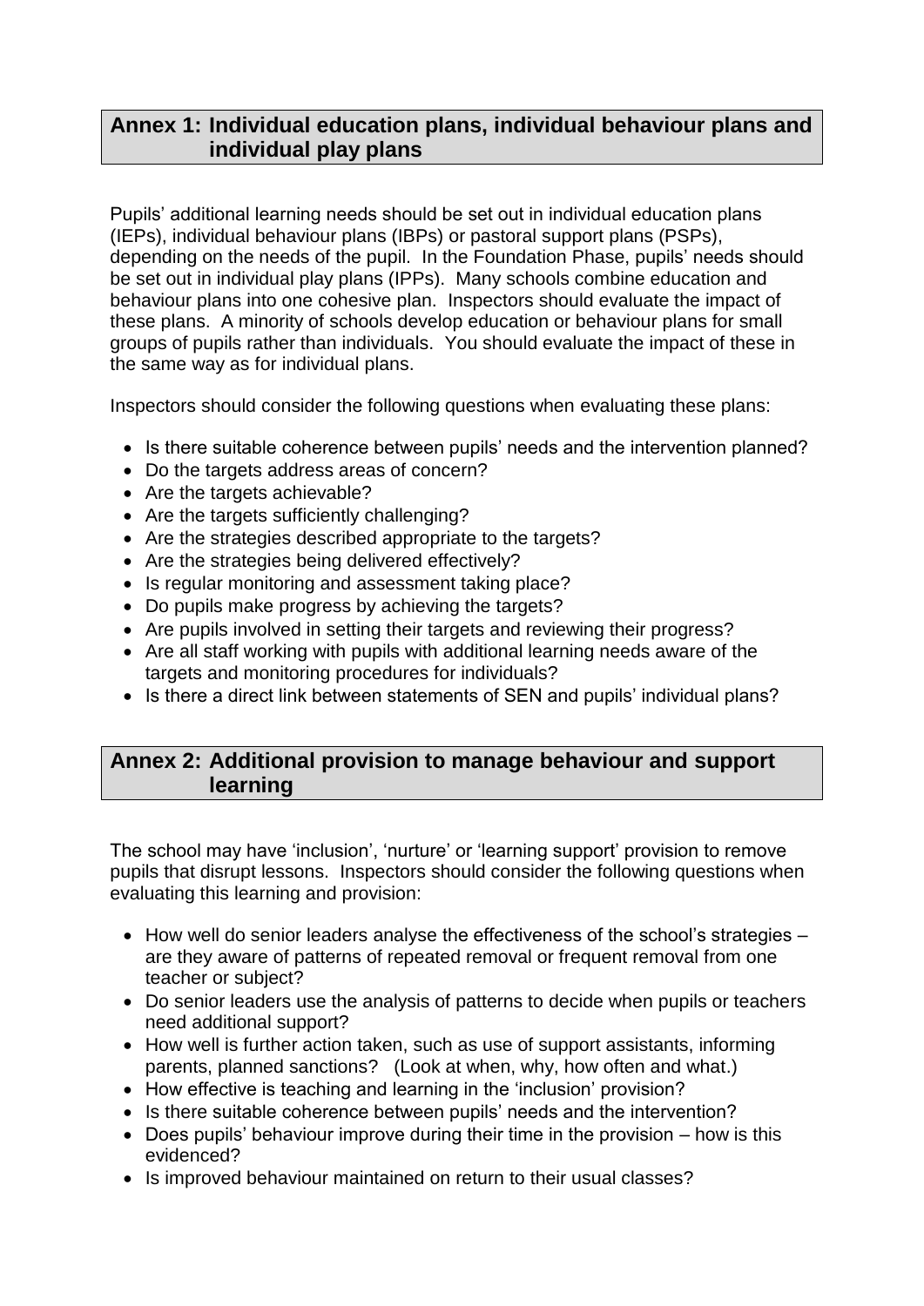## Annex 1: Individual education plans, individual behaviour plans and individual play plans

Pupils' additional learning needs should be set out in individual education plans (IEPs), individual behaviour plans (IBPs) or pastoral support plans (PSPs), depending on the needs of the pupil. In the Foundation Phase, pupils' needs should be set out in individual play plans (IPPs). Many schools combine education and behaviour plans into one cohesive plan. Inspectors should evaluate the impact of these plans. A minority of schools develop education or behaviour plans for small groups of pupils rather than individuals. You should evaluate the impact of these in the same way as for individual plans.

Inspectors should consider the following questions when evaluating these plans:

- Is there suitable coherence between pupils' needs and the intervention planned?
- Do the targets address areas of concern?
- Are the targets achievable?
- Are the targets sufficiently challenging?
- Are the strategies described appropriate to the targets?
- Are the strategies being delivered effectively?
- Is regular monitoring and assessment taking place?
- Do pupils make progress by achieving the targets?
- Are pupils involved in setting their targets and reviewing their progress?
- Are all staff working with pupils with additional learning needs aware of the targets and monitoring procedures for individuals?
- Is there a direct link between statements of SEN and pupils' individual plans?

## Annex 2: Additional provision to manage behaviour and support learning

The school may have 'inclusion', 'nurture' or 'learning support' provision to remove pupils that disrupt lessons. Inspectors should consider the following questions when evaluating this learning and provision:

- How well do senior leaders analyse the effectiveness of the school's strategies – are they aware of patterns of repeated removal or frequent removal from one teacher or subject?
- Do senior leaders use the analysis of patterns to decide when pupils or teachers need additional support?
- How well is further action taken, such as use of support assistants, informing parents, planned sanctions? (Look at when, why, how often and what.)
- How effective is teaching and learning in the 'inclusion' provision?
- Is there suitable coherence between pupils' needs and the intervention?
- Does pupils' behaviour improve during their time in the provision – how is this evidenced?
- Is improved behaviour maintained on return to their usual classes?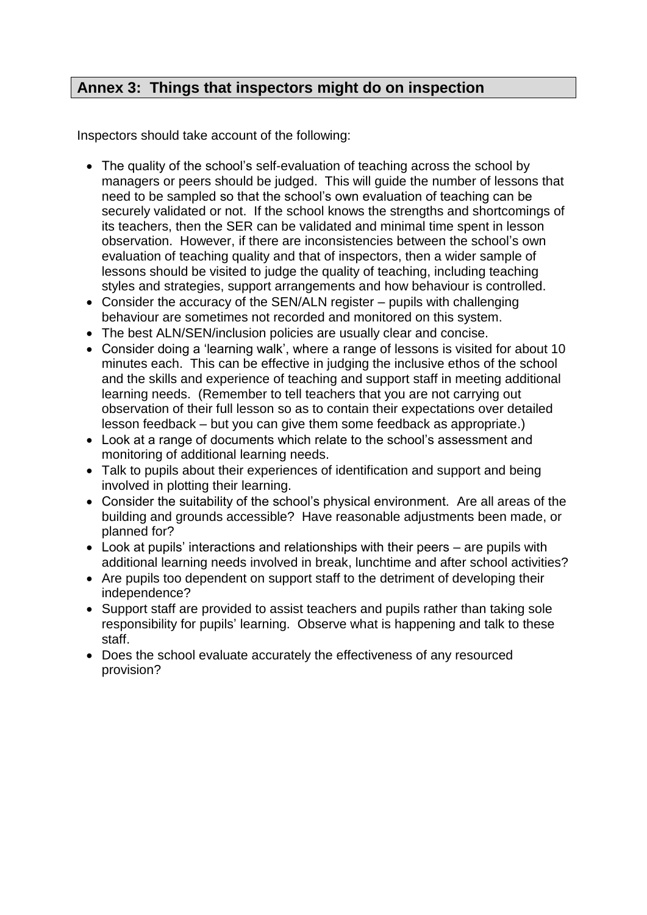## Annex 3: Things that inspectors might do on inspection

Inspectors should take account of the following:

- The quality of the school's self-evaluation of teaching across the school by managers or peers should be judged. This will guide the number of lessons that need to be sampled so that the school's own evaluation of teaching can be securely validated or not. If the school knows the strengths and shortcomings of its teachers, then the SER can be validated and minimal time spent in lesson observation. However, if there are inconsistencies between the school's own evaluation of teaching quality and that of inspectors, then a wider sample of lessons should be visited to judge the quality of teaching, including teaching styles and strategies, support arrangements and how behaviour is controlled.
- Consider the accuracy of the SEN/ALN register – pupils with challenging behaviour are sometimes not recorded and monitored on this system.
- The best ALN/SEN/inclusion policies are usually clear and concise.
- Consider doing a 'learning walk', where a range of lessons is visited for about 10 minutes each. This can be effective in judging the inclusive ethos of the school and the skills and experience of teaching and support staff in meeting additional learning needs. (Remember to tell teachers that you are not carrying out observation of their full lesson so as to contain their expectations over detailed lesson feedback – but you can give them some feedback as appropriate.)
- Look at a range of documents which relate to the school's assessment and monitoring of additional learning needs.
- Talk to pupils about their experiences of identification and support and being involved in plotting their learning.
- Consider the suitability of the school's physical environment. Are all areas of the building and grounds accessible? Have reasonable adjustments been made, or planned for?
- Look at pupils' interactions and relationships with their peers – are pupils with additional learning needs involved in break, lunchtime and after school activities?
- Are pupils too dependent on support staff to the detriment of developing their independence?
- Support staff are provided to assist teachers and pupils rather than taking sole responsibility for pupils' learning. Observe what is happening and talk to these staff.
- Does the school evaluate accurately the effectiveness of any resourced provision?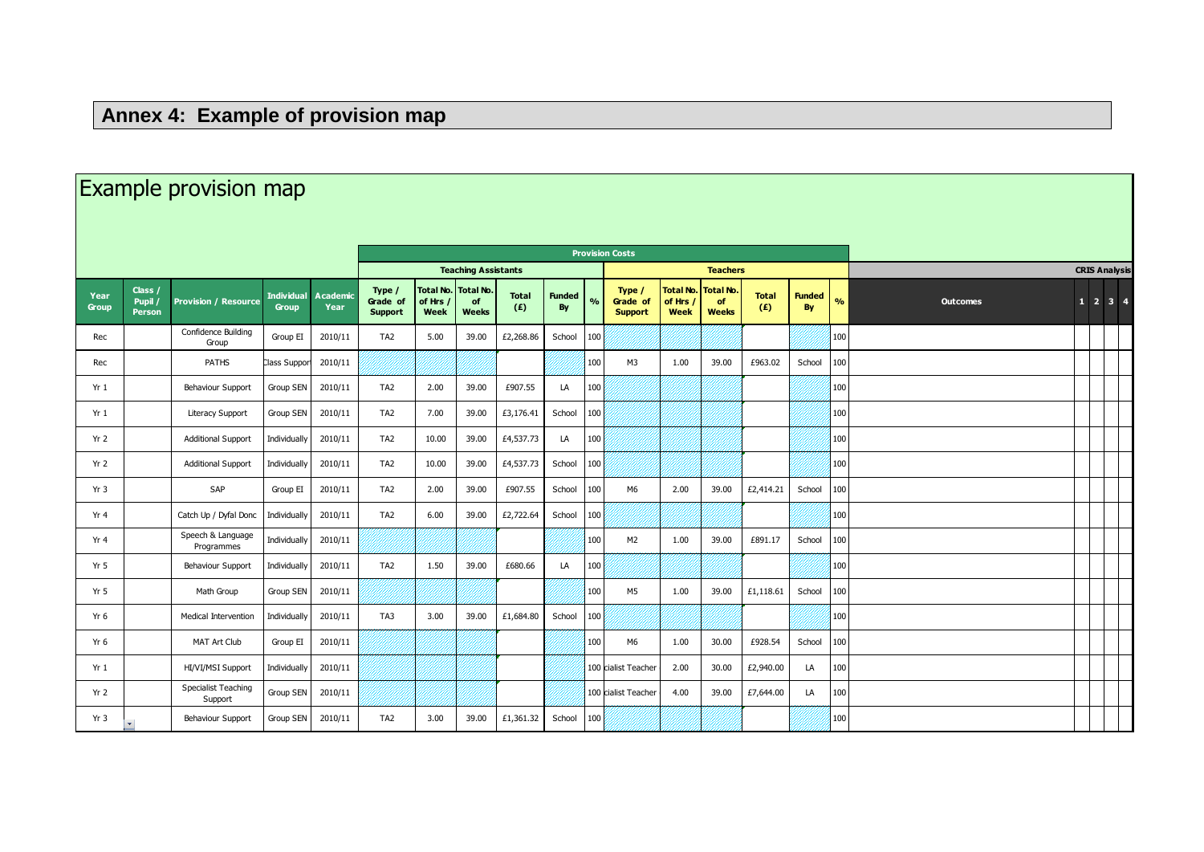# Annex 4: Example of provision map

## Example provision map

| | | | | | Provision Costs | | | | | | | | | | | | | | |
|---|---|---|---|---|---|---|---|---|---|---|---|---|---|---|---|---|---|---|---|
| | | | | | Teaching Assistants | | | | | | Teachers | | | | | | | CRIS Analysis | | | |
| Year Group | Class / Pupil / Person | Provision / Resource | Individual Group | Academic Year | Type / Grade of Support | Total No. of Hrs / Week | Total No. of Weeks | Total (£) | Funded By | % | Type / Grade of Support | Total No. of Hrs / Week | Total No. of Weeks | Total (£) | Funded By | % | Outcomes | 1 | 2 | 3 | 4 |
| Rec | | Confidence Building Group | Group EI | 2010/11 | TA2 | 5.00 | 39.00 | £2,268.86 | School | 100 | | | | | | 100 | | | | | |
| Rec | | PATHS | Class Support | 2010/11 | | | | | | 100 | M3 | 1.00 | 39.00 | £963.02 | School | 100 | | | | | |
| Yr 1 | | Behaviour Support | Group SEN | 2010/11 | TA2 | 2.00 | 39.00 | £907.55 | LA | 100 | | | | | | 100 | | | | | |
| Yr 1 | | Literacy Support | Group SEN | 2010/11 | TA2 | 7.00 | 39.00 | £3,176.41 | School | 100 | | | | | | 100 | | | | | |
| Yr 2 | | Additional Support | Individually | 2010/11 | TA2 | 10.00 | 39.00 | £4,537.73 | LA | 100 | | | | | | 100 | | | | | |
| Yr 2 | | Additional Support | Individually | 2010/11 | TA2 | 10.00 | 39.00 | £4,537.73 | School | 100 | | | | | | 100 | | | | | |
| Yr 3 | | SAP | Group EI | 2010/11 | TA2 | 2.00 | 39.00 | £907.55 | School | 100 | M6 | 2.00 | 39.00 | £2,414.21 | School | 100 | | | | | |
| Yr 4 | | Catch Up / Dyfal Donc | Individually | 2010/11 | TA2 | 6.00 | 39.00 | £2,722.64 | School | 100 | | | | | | 100 | | | | | |
| Yr 4 | | Speech & Language Programmes | Individually | 2010/11 | | | | | | 100 | M2 | 1.00 | 39.00 | £891.17 | School | 100 | | | | | |
| Yr 5 | | Behaviour Support | Individually | 2010/11 | TA2 | 1.50 | 39.00 | £680.66 | LA | 100 | | | | | | 100 | | | | | |
| Yr 5 | | Math Group | Group SEN | 2010/11 | | | | | | 100 | M5 | 1.00 | 39.00 | £1,118.61 | School | 100 | | | | | |
| Yr 6 | | Medical Intervention | Individually | 2010/11 | TA3 | 3.00 | 39.00 | £1,684.80 | School | 100 | | | | | | 100 | | | | | |
| Yr 6 | | MAT Art Club | Group EI | 2010/11 | | | | | | 100 | M6 | 1.00 | 30.00 | £928.54 | School | 100 | | | | | |
| Yr 1 | | HI/VI/MSI Support | Individually | 2010/11 | | | | | | 100 | cialist Teacher | 2.00 | 30.00 | £2,940.00 | LA | 100 | | | | | |
| Yr 2 | | Specialist Teaching Support | Group SEN | 2010/11 | | | | | | 100 | cialist Teacher | 4.00 | 39.00 | £7,644.00 | LA | 100 | | | | | |
| Yr 3 | | Behaviour Support | Group SEN | 2010/11 | TA2 | 3.00 | 39.00 | £1,361.32 | School | 100 | | | | | | 100 | | | | | |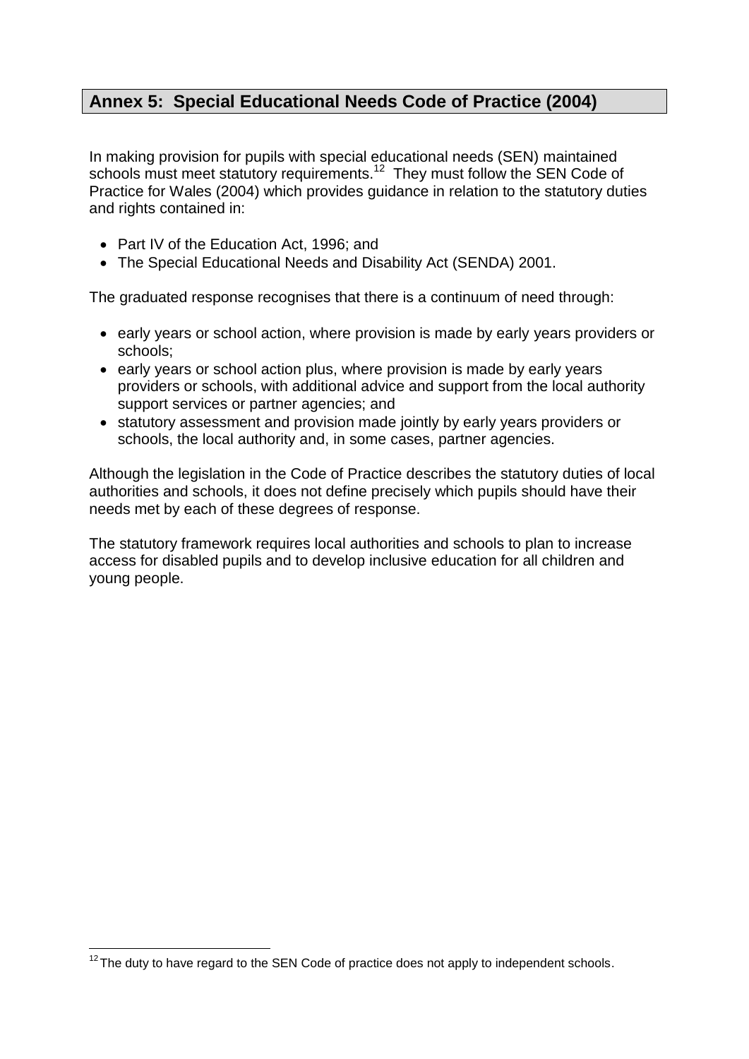## Annex 5: Special Educational Needs Code of Practice (2004)

In making provision for pupils with special educational needs (SEN) maintained schools must meet statutory requirements.[12] They must follow the SEN Code of Practice for Wales (2004) which provides guidance in relation to the statutory duties and rights contained in:

- Part IV of the Education Act, 1996; and
- The Special Educational Needs and Disability Act (SENDA) 2001.

The graduated response recognises that there is a continuum of need through:

- early years or school action, where provision is made by early years providers or schools;
- early years or school action plus, where provision is made by early years providers or schools, with additional advice and support from the local authority support services or partner agencies; and
- statutory assessment and provision made jointly by early years providers or schools, the local authority and, in some cases, partner agencies.

Although the legislation in the Code of Practice describes the statutory duties of local authorities and schools, it does not define precisely which pupils should have their needs met by each of these degrees of response.

The statutory framework requires local authorities and schools to plan to increase access for disabled pupils and to develop inclusive education for all children and young people.

[12] The duty to have regard to the SEN Code of practice does not apply to independent schools.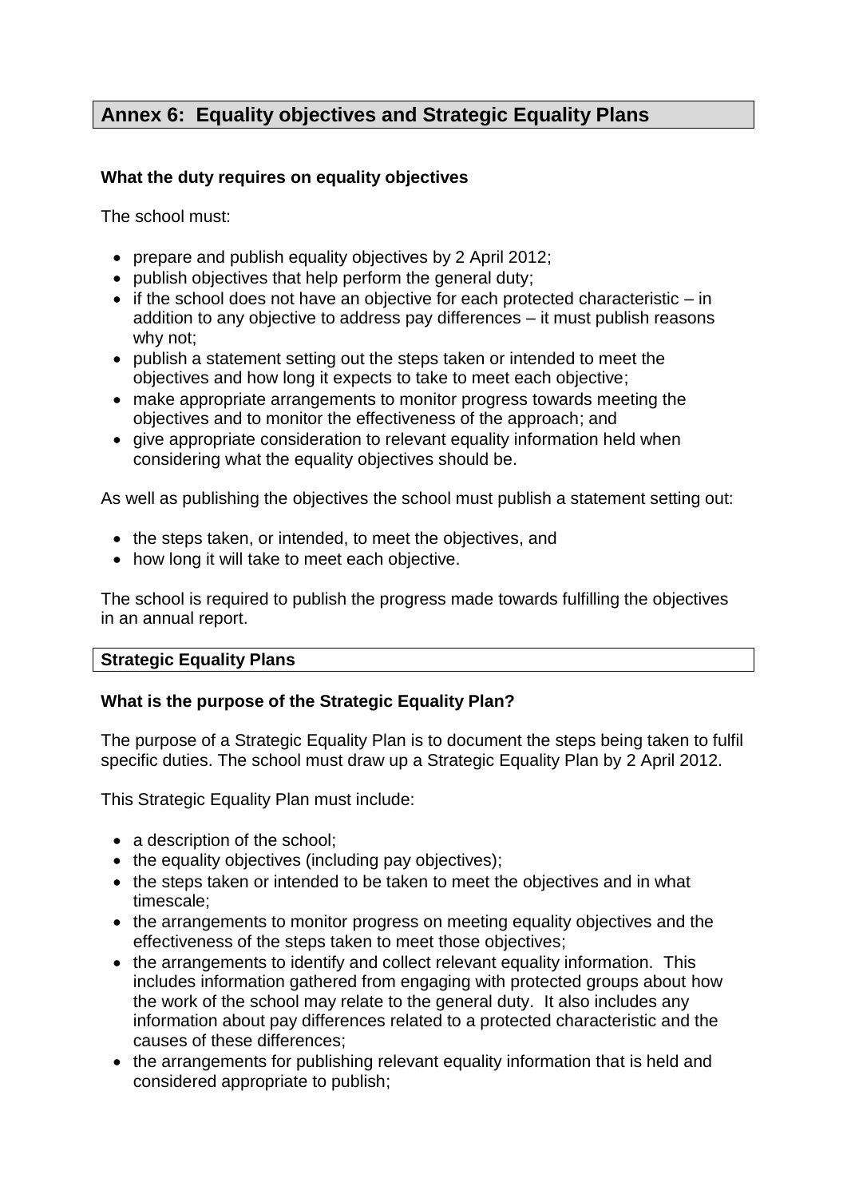## Annex 6: Equality objectives and Strategic Equality Plans

### What the duty requires on equality objectives

The school must:

- prepare and publish equality objectives by 2 April 2012;
- publish objectives that help perform the general duty;
- if the school does not have an objective for each protected characteristic – in addition to any objective to address pay differences – it must publish reasons why not;
- publish a statement setting out the steps taken or intended to meet the objectives and how long it expects to take to meet each objective;
- make appropriate arrangements to monitor progress towards meeting the objectives and to monitor the effectiveness of the approach; and
- give appropriate consideration to relevant equality information held when considering what the equality objectives should be.

As well as publishing the objectives the school must publish a statement setting out:

- the steps taken, or intended, to meet the objectives, and
- how long it will take to meet each objective.

The school is required to publish the progress made towards fulfilling the objectives in an annual report.

### Strategic Equality Plans

### What is the purpose of the Strategic Equality Plan?

The purpose of a Strategic Equality Plan is to document the steps being taken to fulfil specific duties. The school must draw up a Strategic Equality Plan by 2 April 2012.

This Strategic Equality Plan must include:

- a description of the school;
- the equality objectives (including pay objectives);
- the steps taken or intended to be taken to meet the objectives and in what timescale;
- the arrangements to monitor progress on meeting equality objectives and the effectiveness of the steps taken to meet those objectives;
- the arrangements to identify and collect relevant equality information. This includes information gathered from engaging with protected groups about how the work of the school may relate to the general duty. It also includes any information about pay differences related to a protected characteristic and the causes of these differences;
- the arrangements for publishing relevant equality information that is held and considered appropriate to publish;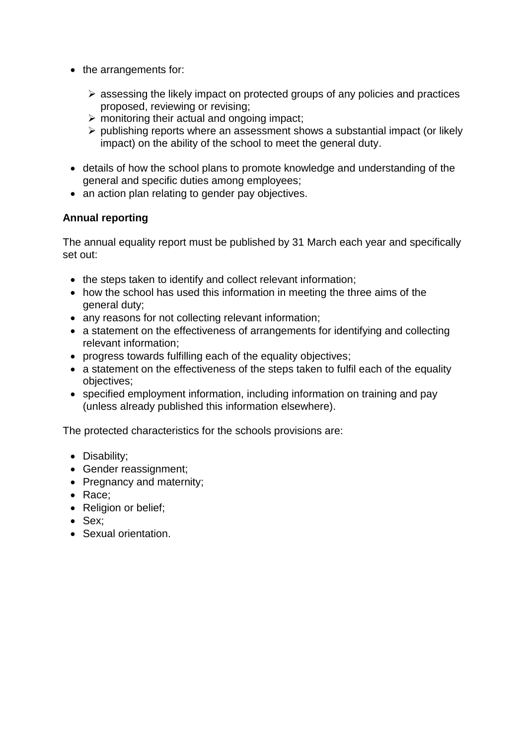- the arrangements for:
  - assessing the likely impact on protected groups of any policies and practices proposed, reviewing or revising;
  - monitoring their actual and ongoing impact;
  - publishing reports where an assessment shows a substantial impact (or likely impact) on the ability of the school to meet the general duty.
- details of how the school plans to promote knowledge and understanding of the general and specific duties among employees;
- an action plan relating to gender pay objectives.

**Annual reporting**

The annual equality report must be published by 31 March each year and specifically set out:

- the steps taken to identify and collect relevant information;
- how the school has used this information in meeting the three aims of the general duty;
- any reasons for not collecting relevant information;
- a statement on the effectiveness of arrangements for identifying and collecting relevant information;
- progress towards fulfilling each of the equality objectives;
- a statement on the effectiveness of the steps taken to fulfil each of the equality objectives;
- specified employment information, including information on training and pay (unless already published this information elsewhere).

The protected characteristics for the schools provisions are:

- Disability;
- Gender reassignment;
- Pregnancy and maternity;
- Race;
- Religion or belief;
- Sex;
- Sexual orientation.